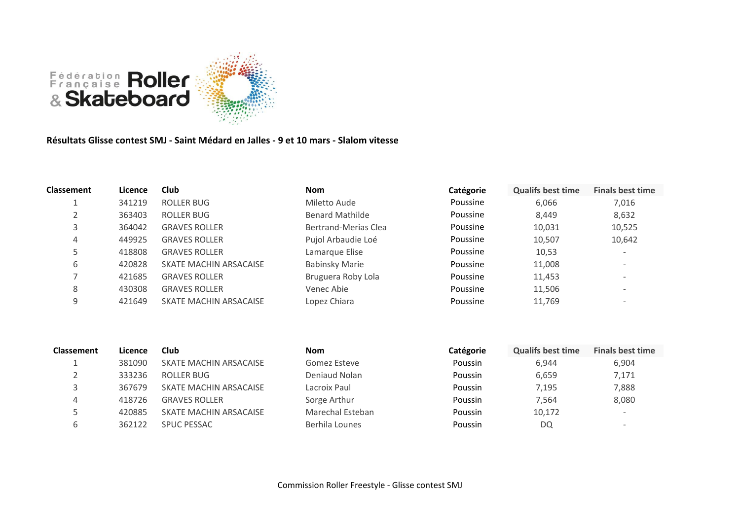Fédération Française Roller & Skateboard

**Résultats Glisse contest SMJ - Saint Médard en Jalles - 9 et 10 mars - Slalom vitesse**

| Classement | Licence | Club | Nom | Catégorie | Qualifs best time | Finals best time |
|---|---|---|---|---|---|---|
| 1 | 341219 | ROLLER BUG | Miletto Aude | Poussine | 6,066 | 7,016 |
| 2 | 363403 | ROLLER BUG | Benard Mathilde | Poussine | 8,449 | 8,632 |
| 3 | 364042 | GRAVES ROLLER | Bertrand-Merias Clea | Poussine | 10,031 | 10,525 |
| 4 | 449925 | GRAVES ROLLER | Pujol Arbaudie Loé | Poussine | 10,507 | 10,642 |
| 5 | 418808 | GRAVES ROLLER | Lamarque Elise | Poussine | 10,53 | - |
| 6 | 420828 | SKATE MACHIN ARSACAISE | Babinsky Marie | Poussine | 11,008 | - |
| 7 | 421685 | GRAVES ROLLER | Bruguera Roby Lola | Poussine | 11,453 | - |
| 8 | 430308 | GRAVES ROLLER | Venec Abie | Poussine | 11,506 | - |
| 9 | 421649 | SKATE MACHIN ARSACAISE | Lopez Chiara | Poussine | 11,769 | - |

| Classement | Licence | Club | Nom | Catégorie | Qualifs best time | Finals best time |
|---|---|---|---|---|---|---|
| 1 | 381090 | SKATE MACHIN ARSACAISE | Gomez Esteve | Poussin | 6,944 | 6,904 |
| 2 | 333236 | ROLLER BUG | Deniaud Nolan | Poussin | 6,659 | 7,171 |
| 3 | 367679 | SKATE MACHIN ARSACAISE | Lacroix Paul | Poussin | 7,195 | 7,888 |
| 4 | 418726 | GRAVES ROLLER | Sorge Arthur | Poussin | 7,564 | 8,080 |
| 5 | 420885 | SKATE MACHIN ARSACAISE | Marechal Esteban | Poussin | 10,172 | - |
| 6 | 362122 | SPUC PESSAC | Berhila Lounes | Poussin | DQ | - |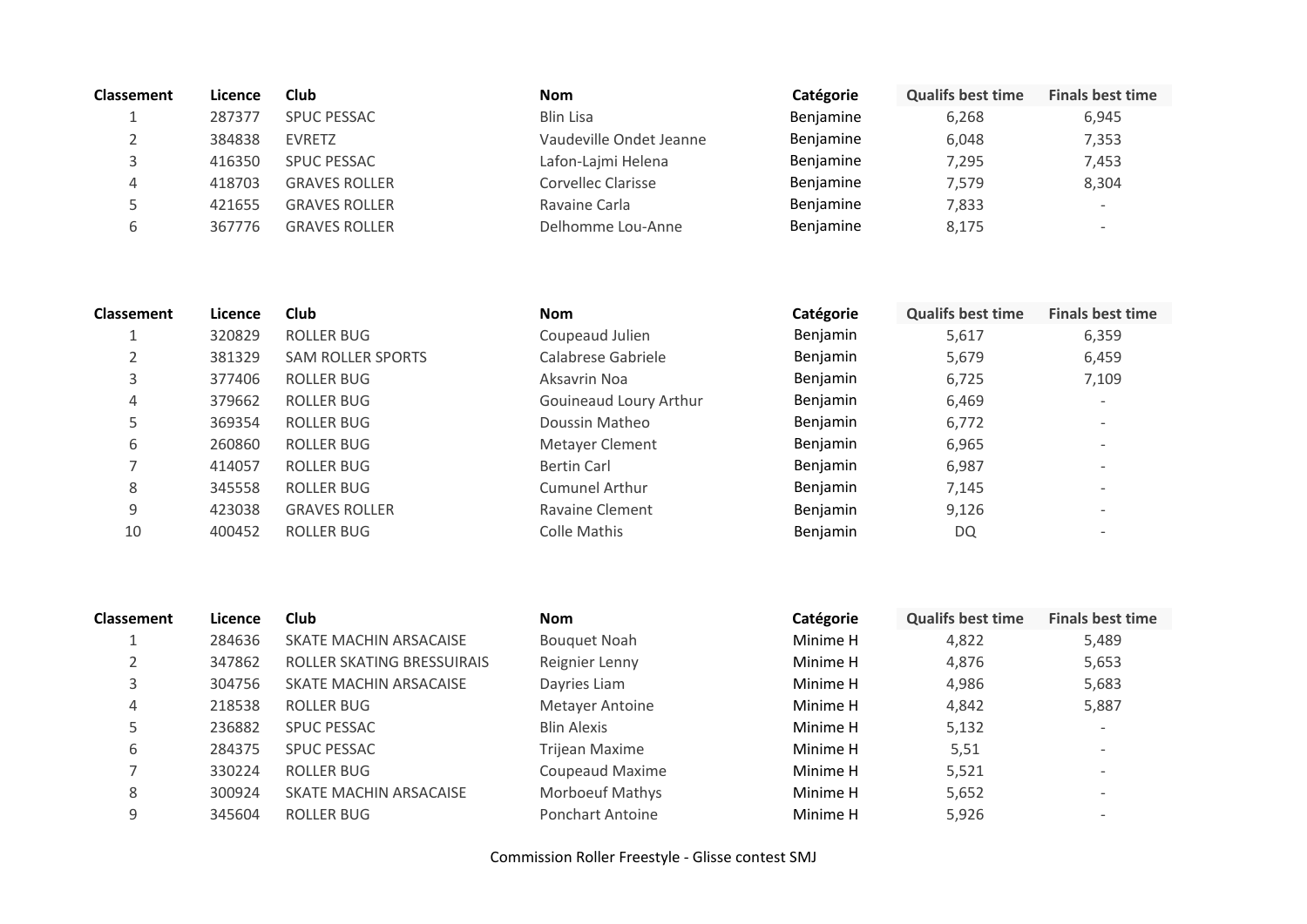| Classement | Licence | Club | Nom | Catégorie | Qualifs best time | Finals best time |
|---|---|---|---|---|---|---|
| 1 | 287377 | SPUC PESSAC | Blin Lisa | Benjamine | 6,268 | 6,945 |
| 2 | 384838 | EVRETZ | Vaudeville Ondet Jeanne | Benjamine | 6,048 | 7,353 |
| 3 | 416350 | SPUC PESSAC | Lafon-Lajmi Helena | Benjamine | 7,295 | 7,453 |
| 4 | 418703 | GRAVES ROLLER | Corvellec Clarisse | Benjamine | 7,579 | 8,304 |
| 5 | 421655 | GRAVES ROLLER | Ravaine Carla | Benjamine | 7,833 | - |
| 6 | 367776 | GRAVES ROLLER | Delhomme Lou-Anne | Benjamine | 8,175 | - |

| Classement | Licence | Club | Nom | Catégorie | Qualifs best time | Finals best time |
|---|---|---|---|---|---|---|
| 1 | 320829 | ROLLER BUG | Coupeaud Julien | Benjamin | 5,617 | 6,359 |
| 2 | 381329 | SAM ROLLER SPORTS | Calabrese Gabriele | Benjamin | 5,679 | 6,459 |
| 3 | 377406 | ROLLER BUG | Aksavrin Noa | Benjamin | 6,725 | 7,109 |
| 4 | 379662 | ROLLER BUG | Gouineaud Loury Arthur | Benjamin | 6,469 | - |
| 5 | 369354 | ROLLER BUG | Doussin Matheo | Benjamin | 6,772 | - |
| 6 | 260860 | ROLLER BUG | Metayer Clement | Benjamin | 6,965 | - |
| 7 | 414057 | ROLLER BUG | Bertin Carl | Benjamin | 6,987 | - |
| 8 | 345558 | ROLLER BUG | Cumunel Arthur | Benjamin | 7,145 | - |
| 9 | 423038 | GRAVES ROLLER | Ravaine Clement | Benjamin | 9,126 | - |
| 10 | 400452 | ROLLER BUG | Colle Mathis | Benjamin | DQ | - |

| Classement | Licence | Club | Nom | Catégorie | Qualifs best time | Finals best time |
|---|---|---|---|---|---|---|
| 1 | 284636 | SKATE MACHIN ARSACAISE | Bouquet Noah | Minime H | 4,822 | 5,489 |
| 2 | 347862 | ROLLER SKATING BRESSUIRAIS | Reignier Lenny | Minime H | 4,876 | 5,653 |
| 3 | 304756 | SKATE MACHIN ARSACAISE | Dayries Liam | Minime H | 4,986 | 5,683 |
| 4 | 218538 | ROLLER BUG | Metayer Antoine | Minime H | 4,842 | 5,887 |
| 5 | 236882 | SPUC PESSAC | Blin Alexis | Minime H | 5,132 | - |
| 6 | 284375 | SPUC PESSAC | Trijean Maxime | Minime H | 5,51 | - |
| 7 | 330224 | ROLLER BUG | Coupeaud Maxime | Minime H | 5,521 | - |
| 8 | 300924 | SKATE MACHIN ARSACAISE | Morboeuf Mathys | Minime H | 5,652 | - |
| 9 | 345604 | ROLLER BUG | Ponchart Antoine | Minime H | 5,926 | - |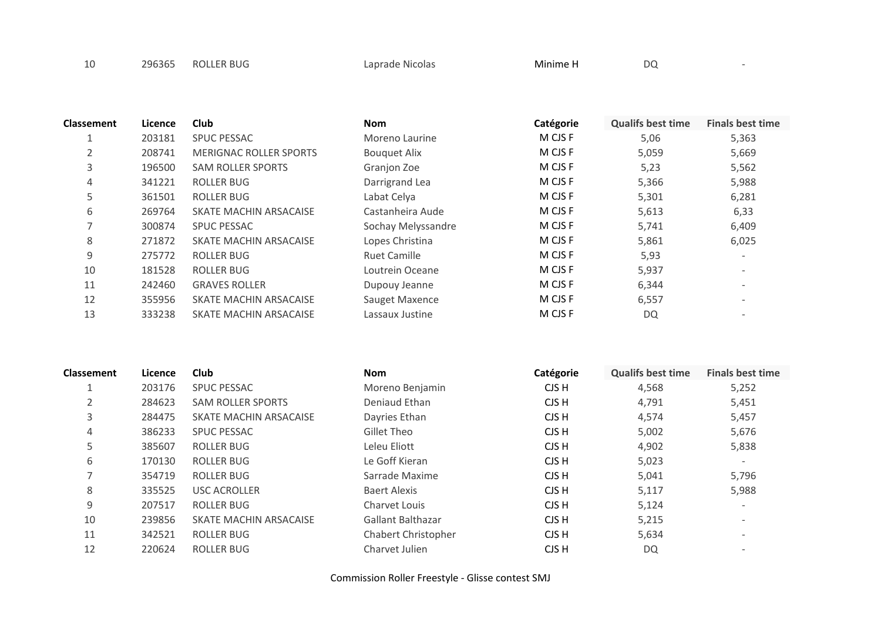| 10 | 296365 | ROLLER BUG | Laprade Nicolas | Minime H | DQ | - |
|---|---|---|---|---|---|---|

| Classement | Licence | Club | Nom | Catégorie | Qualifs best time | Finals best time |
|---|---|---|---|---|---|---|
| 1 | 203181 | SPUC PESSAC | Moreno Laurine | M CJS F | 5,06 | 5,363 |
| 2 | 208741 | MERIGNAC ROLLER SPORTS | Bouquet Alix | M CJS F | 5,059 | 5,669 |
| 3 | 196500 | SAM ROLLER SPORTS | Granjon Zoe | M CJS F | 5,23 | 5,562 |
| 4 | 341221 | ROLLER BUG | Darrigrand Lea | M CJS F | 5,366 | 5,988 |
| 5 | 361501 | ROLLER BUG | Labat Celya | M CJS F | 5,301 | 6,281 |
| 6 | 269764 | SKATE MACHIN ARSACAISE | Castanheira Aude | M CJS F | 5,613 | 6,33 |
| 7 | 300874 | SPUC PESSAC | Sochay Melyssandre | M CJS F | 5,741 | 6,409 |
| 8 | 271872 | SKATE MACHIN ARSACAISE | Lopes Christina | M CJS F | 5,861 | 6,025 |
| 9 | 275772 | ROLLER BUG | Ruet Camille | M CJS F | 5,93 | - |
| 10 | 181528 | ROLLER BUG | Loutrein Oceane | M CJS F | 5,937 | - |
| 11 | 242460 | GRAVES ROLLER | Dupouy Jeanne | M CJS F | 6,344 | - |
| 12 | 355956 | SKATE MACHIN ARSACAISE | Sauget Maxence | M CJS F | 6,557 | - |
| 13 | 333238 | SKATE MACHIN ARSACAISE | Lassaux Justine | M CJS F | DQ | - |

| Classement | Licence | Club | Nom | Catégorie | Qualifs best time | Finals best time |
|---|---|---|---|---|---|---|
| 1 | 203176 | SPUC PESSAC | Moreno Benjamin | CJS H | 4,568 | 5,252 |
| 2 | 284623 | SAM ROLLER SPORTS | Deniaud Ethan | CJS H | 4,791 | 5,451 |
| 3 | 284475 | SKATE MACHIN ARSACAISE | Dayries Ethan | CJS H | 4,574 | 5,457 |
| 4 | 386233 | SPUC PESSAC | Gillet Theo | CJS H | 5,002 | 5,676 |
| 5 | 385607 | ROLLER BUG | Leleu Eliott | CJS H | 4,902 | 5,838 |
| 6 | 170130 | ROLLER BUG | Le Goff Kieran | CJS H | 5,023 | - |
| 7 | 354719 | ROLLER BUG | Sarrade Maxime | CJS H | 5,041 | 5,796 |
| 8 | 335525 | USC ACROLLER | Baert Alexis | CJS H | 5,117 | 5,988 |
| 9 | 207517 | ROLLER BUG | Charvet Louis | CJS H | 5,124 | - |
| 10 | 239856 | SKATE MACHIN ARSACAISE | Gallant Balthazar | CJS H | 5,215 | - |
| 11 | 342521 | ROLLER BUG | Chabert Christopher | CJS H | 5,634 | - |
| 12 | 220624 | ROLLER BUG | Charvet Julien | CJS H | DQ | - |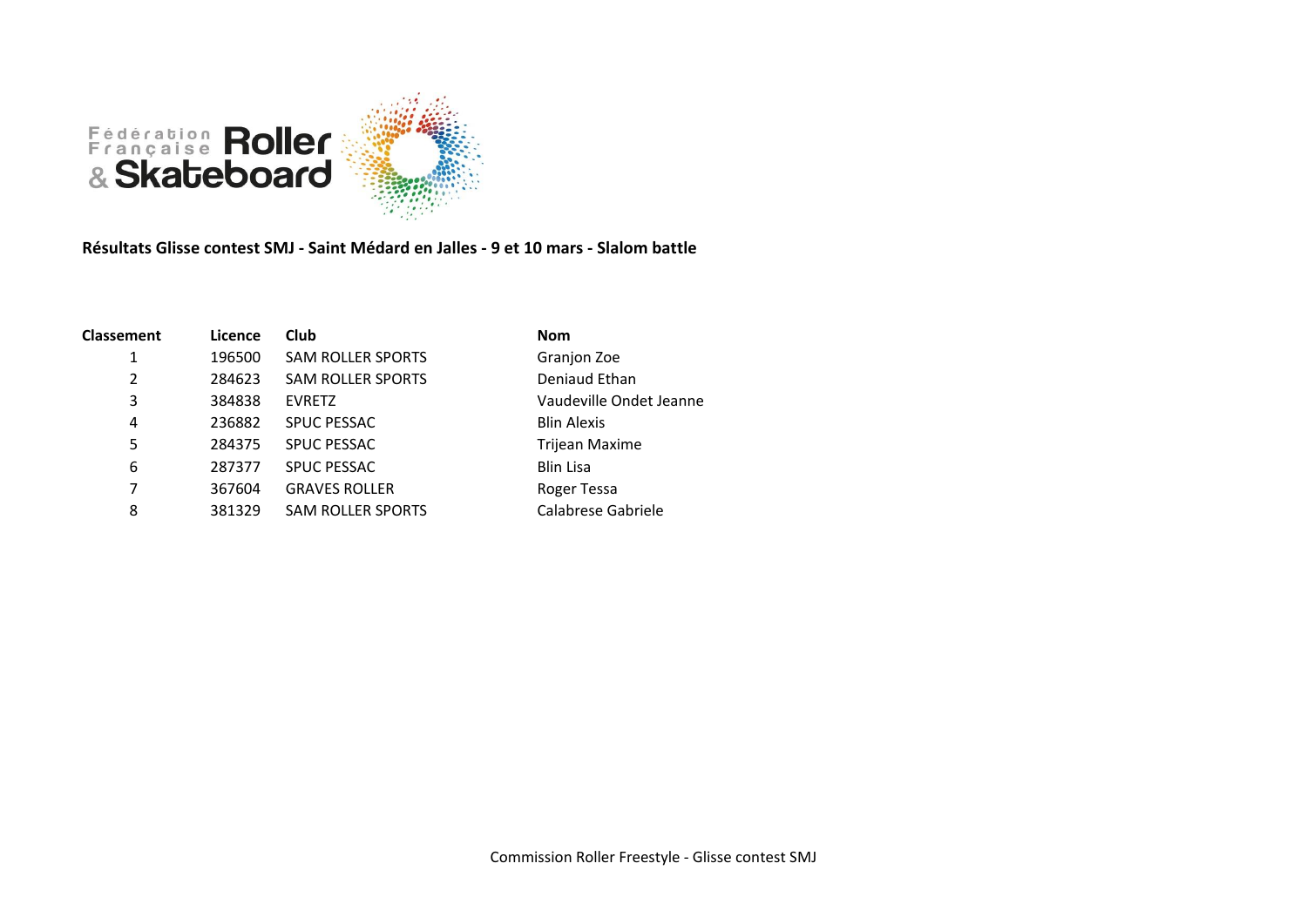Fédération Française Roller & Skateboard

**Résultats Glisse contest SMJ - Saint Médard en Jalles - 9 et 10 mars - Slalom battle**

| Classement | Licence | Club | Nom |
|---|---|---|---|
| 1 | 196500 | SAM ROLLER SPORTS | Granjon Zoe |
| 2 | 284623 | SAM ROLLER SPORTS | Deniaud Ethan |
| 3 | 384838 | EVRETZ | Vaudeville Ondet Jeanne |
| 4 | 236882 | SPUC PESSAC | Blin Alexis |
| 5 | 284375 | SPUC PESSAC | Trijean Maxime |
| 6 | 287377 | SPUC PESSAC | Blin Lisa |
| 7 | 367604 | GRAVES ROLLER | Roger Tessa |
| 8 | 381329 | SAM ROLLER SPORTS | Calabrese Gabriele |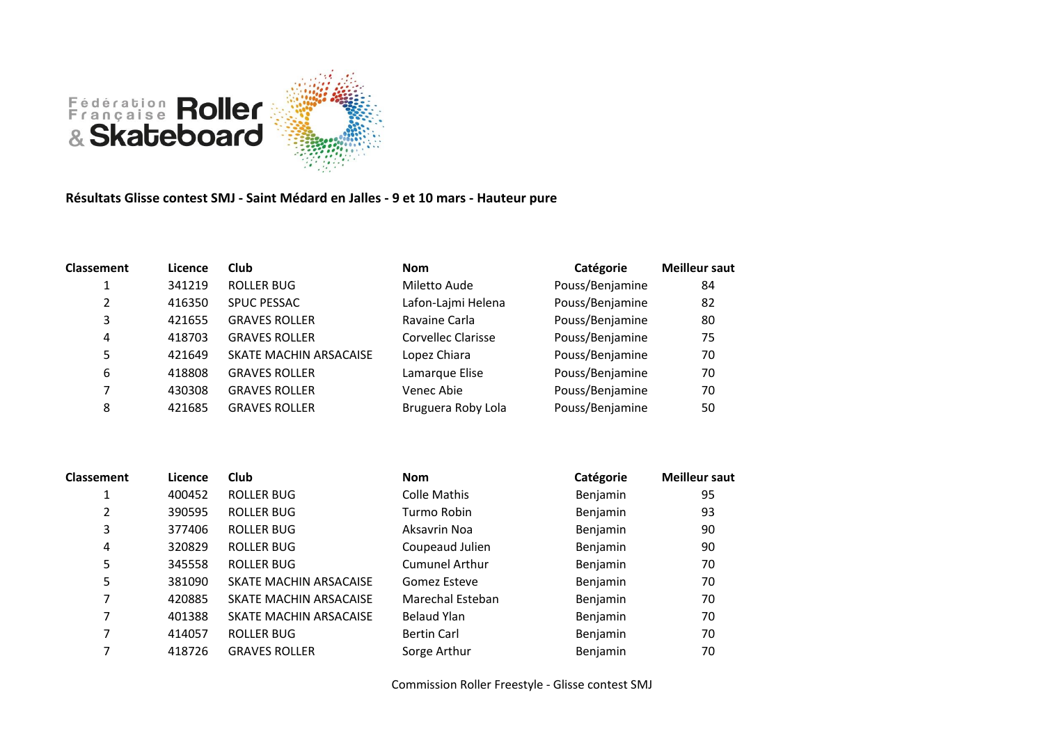**Résultats Glisse contest SMJ - Saint Médard en Jalles - 9 et 10 mars - Hauteur pure**

| Classement | Licence | Club | Nom | Catégorie | Meilleur saut |
|---|---|---|---|---|---|
| 1 | 341219 | ROLLER BUG | Miletto Aude | Pouss/Benjamine | 84 |
| 2 | 416350 | SPUC PESSAC | Lafon-Lajmi Helena | Pouss/Benjamine | 82 |
| 3 | 421655 | GRAVES ROLLER | Ravaine Carla | Pouss/Benjamine | 80 |
| 4 | 418703 | GRAVES ROLLER | Corvellec Clarisse | Pouss/Benjamine | 75 |
| 5 | 421649 | SKATE MACHIN ARSACAISE | Lopez Chiara | Pouss/Benjamine | 70 |
| 6 | 418808 | GRAVES ROLLER | Lamarque Elise | Pouss/Benjamine | 70 |
| 7 | 430308 | GRAVES ROLLER | Venec Abie | Pouss/Benjamine | 70 |
| 8 | 421685 | GRAVES ROLLER | Bruguera Roby Lola | Pouss/Benjamine | 50 |

| Classement | Licence | Club | Nom | Catégorie | Meilleur saut |
|---|---|---|---|---|---|
| 1 | 400452 | ROLLER BUG | Colle Mathis | Benjamin | 95 |
| 2 | 390595 | ROLLER BUG | Turmo Robin | Benjamin | 93 |
| 3 | 377406 | ROLLER BUG | Aksavrin Noa | Benjamin | 90 |
| 4 | 320829 | ROLLER BUG | Coupeaud Julien | Benjamin | 90 |
| 5 | 345558 | ROLLER BUG | Cumunel Arthur | Benjamin | 70 |
| 5 | 381090 | SKATE MACHIN ARSACAISE | Gomez Esteve | Benjamin | 70 |
| 7 | 420885 | SKATE MACHIN ARSACAISE | Marechal Esteban | Benjamin | 70 |
| 7 | 401388 | SKATE MACHIN ARSACAISE | Belaud Ylan | Benjamin | 70 |
| 7 | 414057 | ROLLER BUG | Bertin Carl | Benjamin | 70 |
| 7 | 418726 | GRAVES ROLLER | Sorge Arthur | Benjamin | 70 |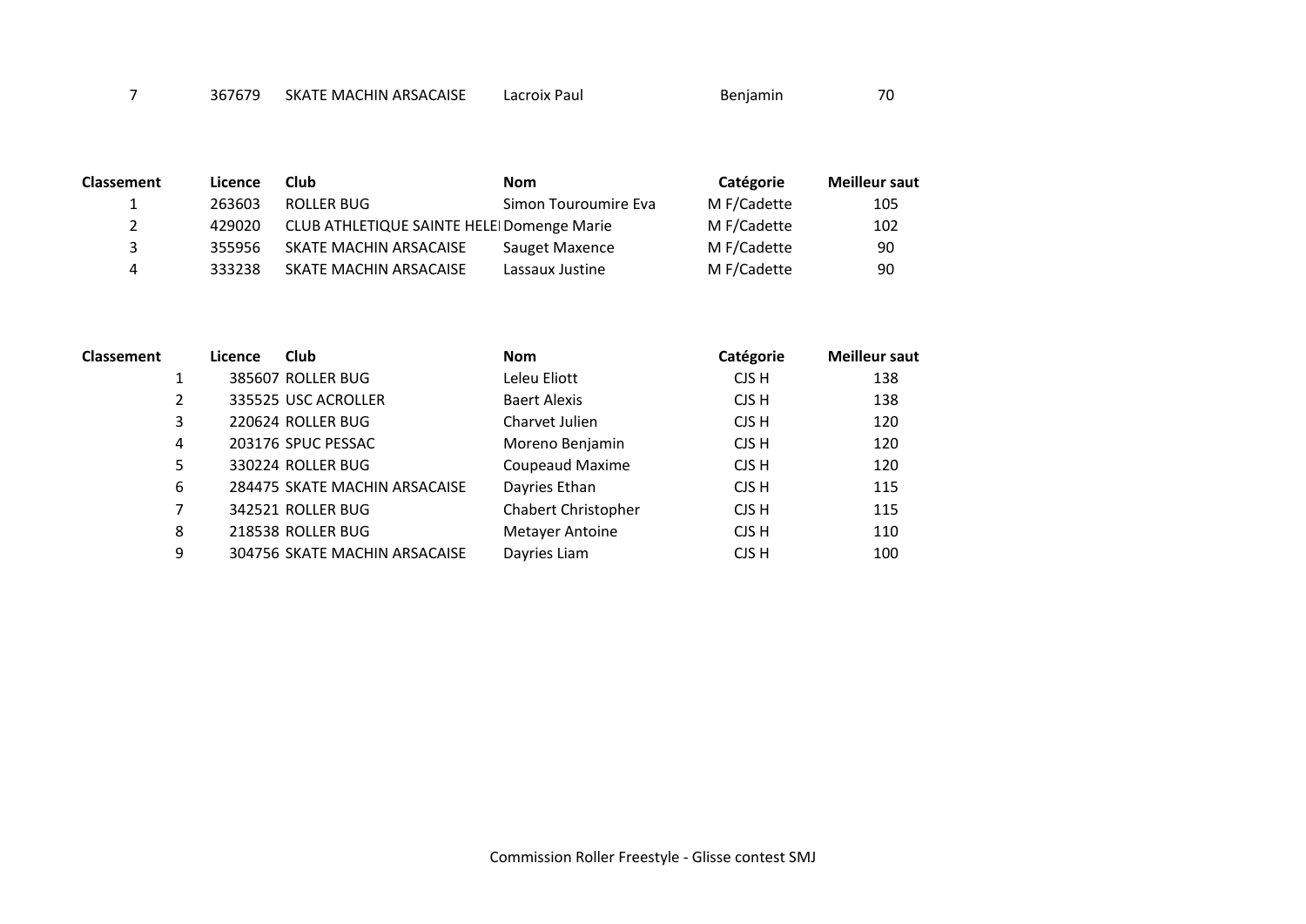| | | | | | |
|---|---|---|---|---|---|
| 7 | 367679 | SKATE MACHIN ARSACAISE | Lacroix Paul | Benjamin | 70 |

| Classement | Licence | Club | Nom | Catégorie | Meilleur saut |
|---|---|---|---|---|---|
| 1 | 263603 | ROLLER BUG | Simon Touroumire Eva | M F/Cadette | 105 |
| 2 | 429020 | CLUB ATHLETIQUE SAINTE HELEI | Domenge Marie | M F/Cadette | 102 |
| 3 | 355956 | SKATE MACHIN ARSACAISE | Sauget Maxence | M F/Cadette | 90 |
| 4 | 333238 | SKATE MACHIN ARSACAISE | Lassaux Justine | M F/Cadette | 90 |

| Classement | Licence | Club | Nom | Catégorie | Meilleur saut |
|---|---|---|---|---|---|
| 1 | 385607 | ROLLER BUG | Leleu Eliott | CJS H | 138 |
| 2 | 335525 | USC ACROLLER | Baert Alexis | CJS H | 138 |
| 3 | 220624 | ROLLER BUG | Charvet Julien | CJS H | 120 |
| 4 | 203176 | SPUC PESSAC | Moreno Benjamin | CJS H | 120 |
| 5 | 330224 | ROLLER BUG | Coupeaud Maxime | CJS H | 120 |
| 6 | 284475 | SKATE MACHIN ARSACAISE | Dayries Ethan | CJS H | 115 |
| 7 | 342521 | ROLLER BUG | Chabert Christopher | CJS H | 115 |
| 8 | 218538 | ROLLER BUG | Metayer Antoine | CJS H | 110 |
| 9 | 304756 | SKATE MACHIN ARSACAISE | Dayries Liam | CJS H | 100 |